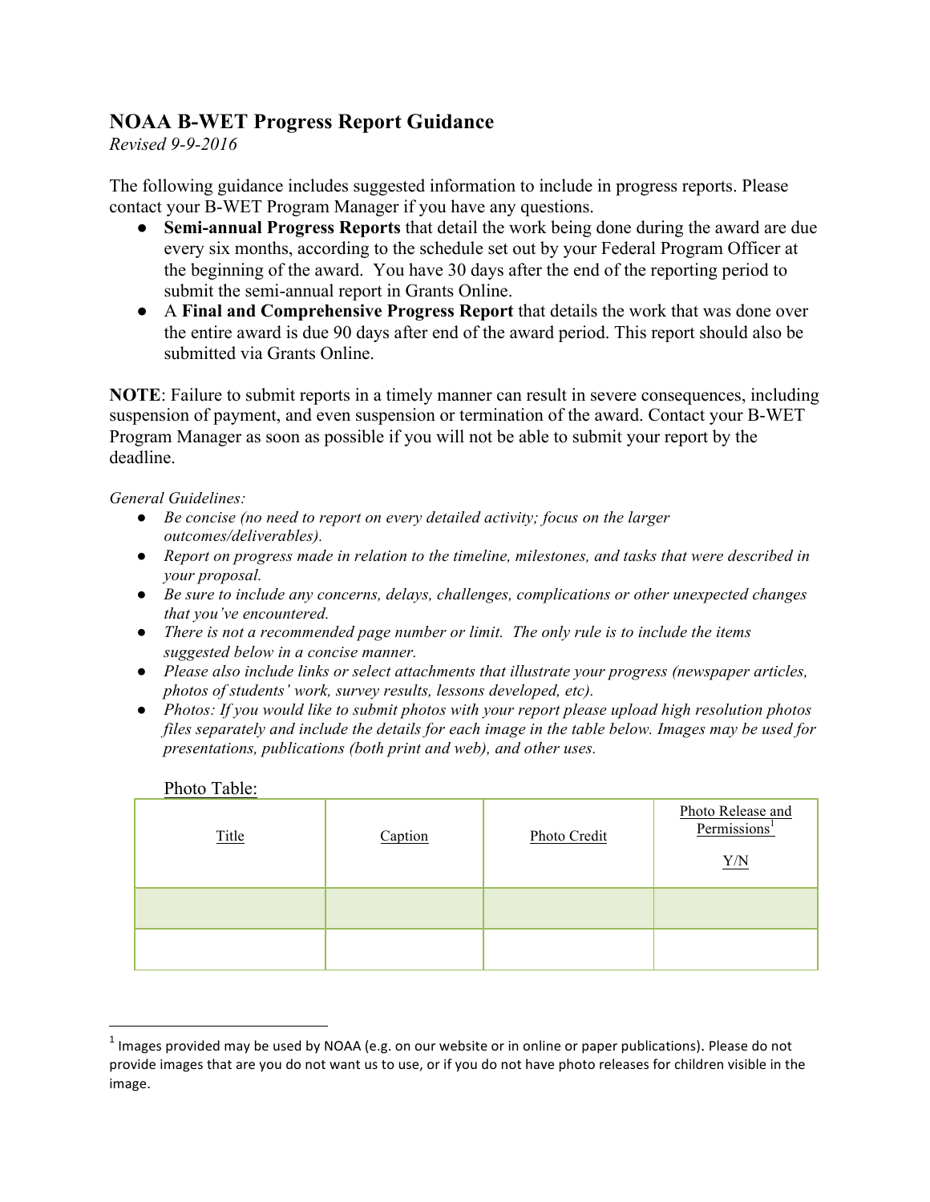# NOAA B-WET Progress Report Guidance

*Revised 9-9-2016*

The following guidance includes suggested information to include in progress reports. Please contact your B-WET Program Manager if you have any questions.

- **Semi-annual Progress Reports** that detail the work being done during the award are due every six months, according to the schedule set out by your Federal Program Officer at the beginning of the award. You have 30 days after the end of the reporting period to submit the semi-annual report in Grants Online.
- A **Final and Comprehensive Progress Report** that details the work that was done over the entire award is due 90 days after end of the award period. This report should also be submitted via Grants Online.

**NOTE**: Failure to submit reports in a timely manner can result in severe consequences, including suspension of payment, and even suspension or termination of the award. Contact your B-WET Program Manager as soon as possible if you will not be able to submit your report by the deadline.

*General Guidelines:*

- *Be concise (no need to report on every detailed activity; focus on the larger outcomes/deliverables).*
- *Report on progress made in relation to the timeline, milestones, and tasks that were described in your proposal.*
- *Be sure to include any concerns, delays, challenges, complications or other unexpected changes that you've encountered.*
- *There is not a recommended page number or limit. The only rule is to include the items suggested below in a concise manner.*
- *Please also include links or select attachments that illustrate your progress (newspaper articles, photos of students' work, survey results, lessons developed, etc).*
- *Photos: If you would like to submit photos with your report please upload high resolution photos files separately and include the details for each image in the table below. Images may be used for presentations, publications (both print and web), and other uses.*

Photo Table:

| Title | Caption | Photo Credit | Photo Release and Permissions[1] Y/N |
|---|---|---|---|
| | | | |
| | | | |

[1] Images provided may be used by NOAA (e.g. on our website or in online or paper publications). Please do not provide images that are you do not want us to use, or if you do not have photo releases for children visible in the image.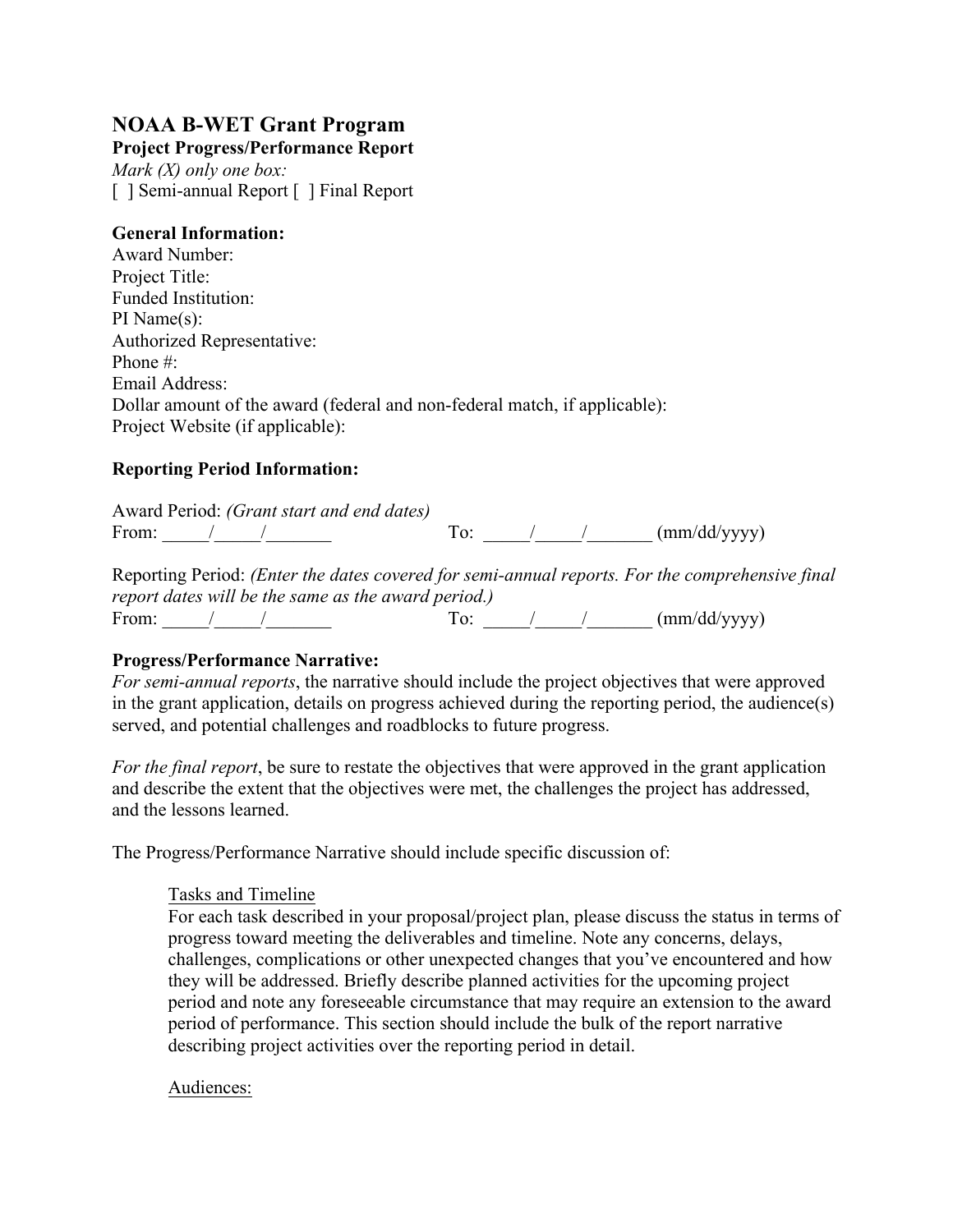## NOAA B-WET Grant Program

**Project Progress/Performance Report**

*Mark (X) only one box:*

[ ] Semi-annual Report [ ] Final Report

**General Information:**

Award Number:
Project Title:
Funded Institution:
PI Name(s):
Authorized Representative:
Phone #:
Email Address:
Dollar amount of the award (federal and non-federal match, if applicable):
Project Website (if applicable):

**Reporting Period Information:**

Award Period: *(Grant start and end dates)*

From: _____/_____/_______ To: _____/_____/_______ (mm/dd/yyyy)

Reporting Period: *(Enter the dates covered for semi-annual reports. For the comprehensive final report dates will be the same as the award period.)*

From: _____/_____/_______ To: _____/_____/_______ (mm/dd/yyyy)

**Progress/Performance Narrative:**

*For semi-annual reports*, the narrative should include the project objectives that were approved in the grant application, details on progress achieved during the reporting period, the audience(s) served, and potential challenges and roadblocks to future progress.

*For the final report*, be sure to restate the objectives that were approved in the grant application and describe the extent that the objectives were met, the challenges the project has addressed, and the lessons learned.

The Progress/Performance Narrative should include specific discussion of:

Tasks and Timeline

For each task described in your proposal/project plan, please discuss the status in terms of progress toward meeting the deliverables and timeline. Note any concerns, delays, challenges, complications or other unexpected changes that you've encountered and how they will be addressed. Briefly describe planned activities for the upcoming project period and note any foreseeable circumstance that may require an extension to the award period of performance. This section should include the bulk of the report narrative describing project activities over the reporting period in detail.

Audiences: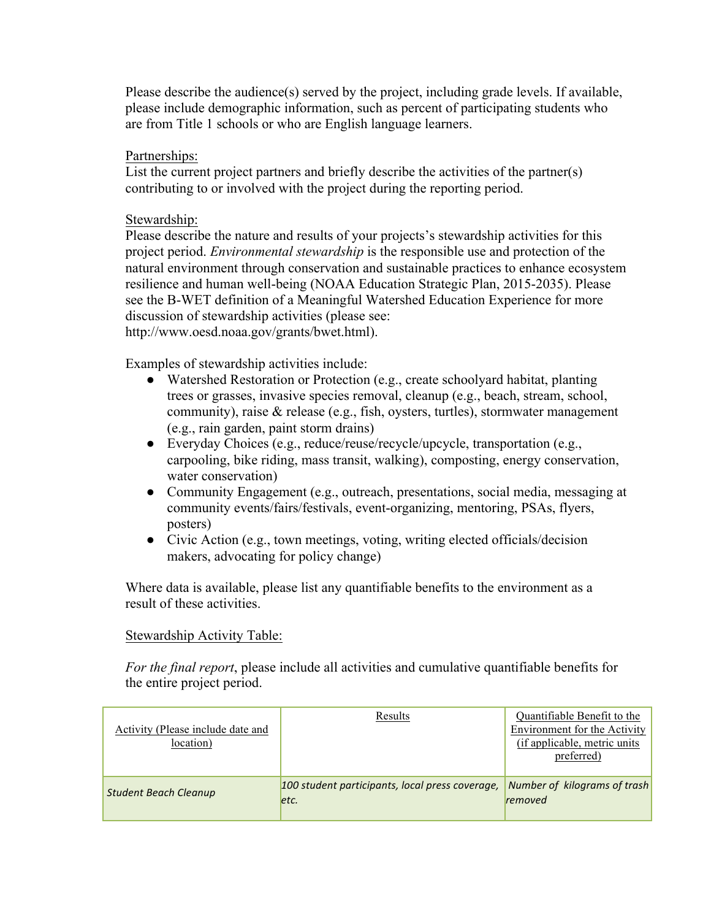Please describe the audience(s) served by the project, including grade levels. If available, please include demographic information, such as percent of participating students who are from Title 1 schools or who are English language learners.

Partnerships:

List the current project partners and briefly describe the activities of the partner(s) contributing to or involved with the project during the reporting period.

Stewardship:

Please describe the nature and results of your projects's stewardship activities for this project period. *Environmental stewardship* is the responsible use and protection of the natural environment through conservation and sustainable practices to enhance ecosystem resilience and human well-being (NOAA Education Strategic Plan, 2015-2035). Please see the B-WET definition of a Meaningful Watershed Education Experience for more discussion of stewardship activities (please see: http://www.oesd.noaa.gov/grants/bwet.html).

Examples of stewardship activities include:

- Watershed Restoration or Protection (e.g., create schoolyard habitat, planting trees or grasses, invasive species removal, cleanup (e.g., beach, stream, school, community), raise & release (e.g., fish, oysters, turtles), stormwater management (e.g., rain garden, paint storm drains)
- Everyday Choices (e.g., reduce/reuse/recycle/upcycle, transportation (e.g., carpooling, bike riding, mass transit, walking), composting, energy conservation, water conservation)
- Community Engagement (e.g., outreach, presentations, social media, messaging at community events/fairs/festivals, event-organizing, mentoring, PSAs, flyers, posters)
- Civic Action (e.g., town meetings, voting, writing elected officials/decision makers, advocating for policy change)

Where data is available, please list any quantifiable benefits to the environment as a result of these activities.

Stewardship Activity Table:

*For the final report*, please include all activities and cumulative quantifiable benefits for the entire project period.

| Activity (Please include date and location) | Results | Quantifiable Benefit to the Environment for the Activity (if applicable, metric units preferred) |
|---|---|---|
| *Student Beach Cleanup* | *100 student participants, local press coverage, etc.* | *Number of kilograms of trash removed* |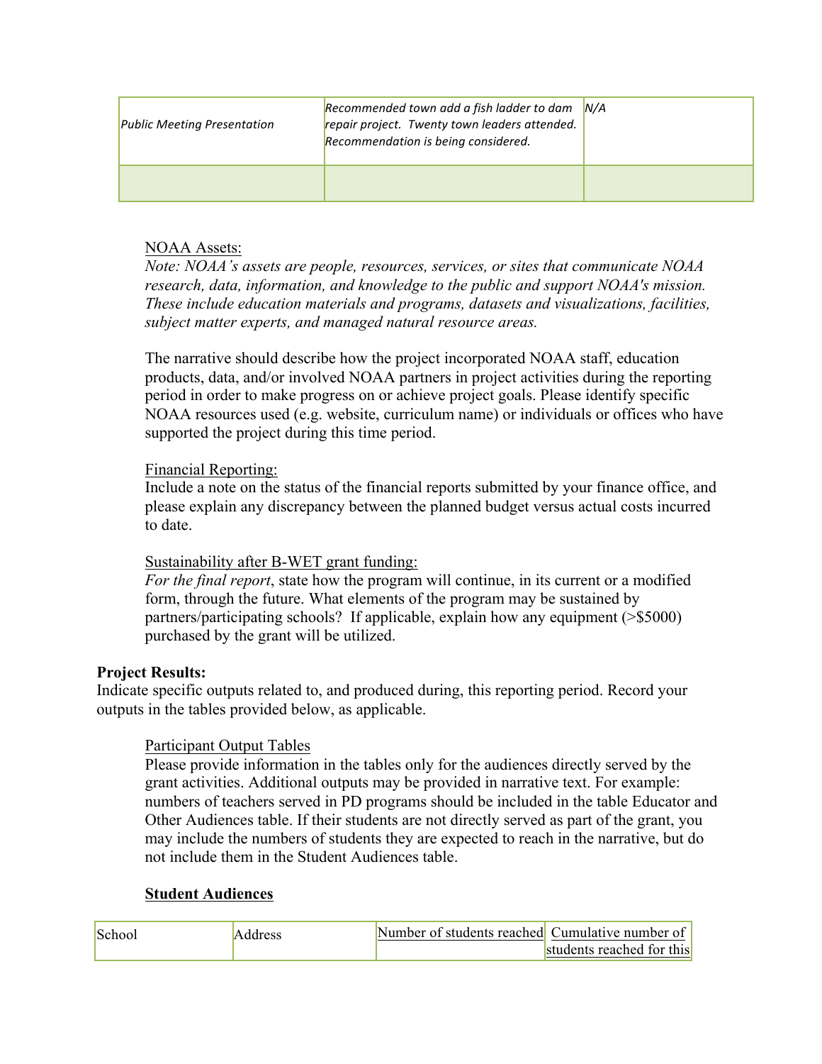| | | |
|---|---|---|
| *Public Meeting Presentation* | *Recommended town add a fish ladder to dam repair project. Twenty town leaders attended. Recommendation is being considered.* | *N/A* |
| | | |

NOAA Assets:

*Note: NOAA's assets are people, resources, services, or sites that communicate NOAA research, data, information, and knowledge to the public and support NOAA's mission. These include education materials and programs, datasets and visualizations, facilities, subject matter experts, and managed natural resource areas.*

The narrative should describe how the project incorporated NOAA staff, education products, data, and/or involved NOAA partners in project activities during the reporting period in order to make progress on or achieve project goals. Please identify specific NOAA resources used (e.g. website, curriculum name) or individuals or offices who have supported the project during this time period.

Financial Reporting:

Include a note on the status of the financial reports submitted by your finance office, and please explain any discrepancy between the planned budget versus actual costs incurred to date.

Sustainability after B-WET grant funding:

*For the final report*, state how the program will continue, in its current or a modified form, through the future. What elements of the program may be sustained by partners/participating schools? If applicable, explain how any equipment (>$5000) purchased by the grant will be utilized.

**Project Results:**

Indicate specific outputs related to, and produced during, this reporting period. Record your outputs in the tables provided below, as applicable.

Participant Output Tables

Please provide information in the tables only for the audiences directly served by the grant activities. Additional outputs may be provided in narrative text. For example: numbers of teachers served in PD programs should be included in the table Educator and Other Audiences table. If their students are not directly served as part of the grant, you may include the numbers of students they are expected to reach in the narrative, but do not include them in the Student Audiences table.

**Student Audiences**

| School | Address | Number of students reached | Cumulative number of students reached for this |
|---|---|---|---|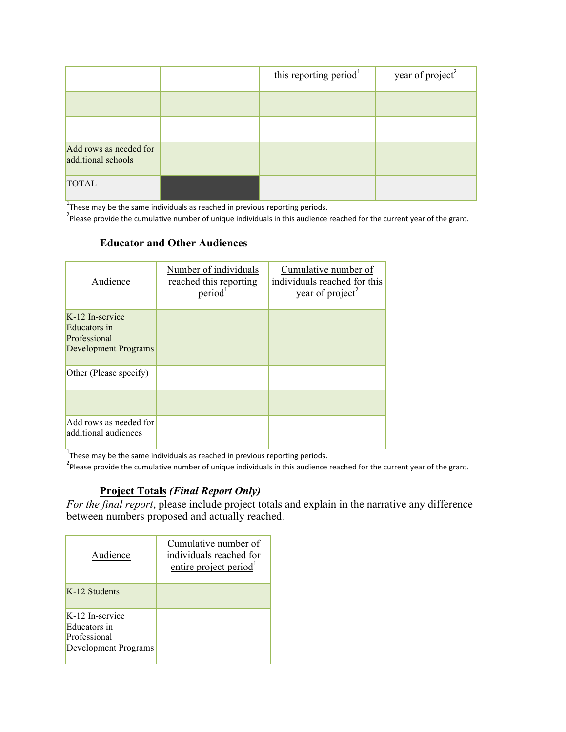| | | this reporting period[1] | year of project[2] |
|---|---|---|---|
| | | | |
| | | | |
| Add rows as needed for additional schools | | | |
| TOTAL | | | |

[1]These may be the same individuals as reached in previous reporting periods.
[2]Please provide the cumulative number of unique individuals in this audience reached for the current year of the grant.

### Educator and Other Audiences

| Audience | Number of individuals reached this reporting period[1] | Cumulative number of individuals reached for this year of project[2] |
|---|---|---|
| K-12 In-service Educators in Professional Development Programs | | |
| Other (Please specify) | | |
| | | |
| Add rows as needed for additional audiences | | |

[1]These may be the same individuals as reached in previous reporting periods.
[2]Please provide the cumulative number of unique individuals in this audience reached for the current year of the grant.

### Project Totals *(Final Report Only)*

*For the final report*, please include project totals and explain in the narrative any difference between numbers proposed and actually reached.

| Audience | Cumulative number of individuals reached for entire project period[1] |
|---|---|
| K-12 Students | |
| K-12 In-service Educators in Professional Development Programs | |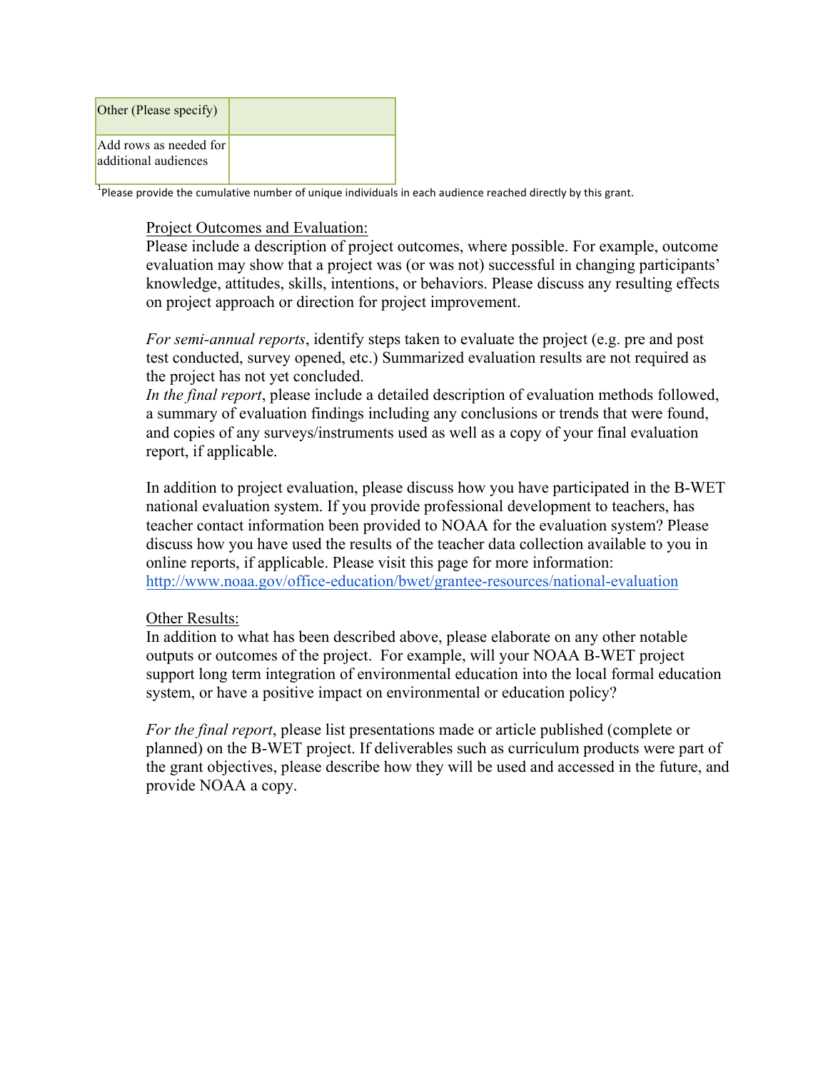| | |
|---|---|
| Other (Please specify) | |
| Add rows as needed for additional audiences | |

[1]Please provide the cumulative number of unique individuals in each audience reached directly by this grant.

Project Outcomes and Evaluation:
Please include a description of project outcomes, where possible. For example, outcome evaluation may show that a project was (or was not) successful in changing participants' knowledge, attitudes, skills, intentions, or behaviors. Please discuss any resulting effects on project approach or direction for project improvement.

*For semi-annual reports*, identify steps taken to evaluate the project (e.g. pre and post test conducted, survey opened, etc.) Summarized evaluation results are not required as the project has not yet concluded.
*In the final report*, please include a detailed description of evaluation methods followed, a summary of evaluation findings including any conclusions or trends that were found, and copies of any surveys/instruments used as well as a copy of your final evaluation report, if applicable.

In addition to project evaluation, please discuss how you have participated in the B-WET national evaluation system. If you provide professional development to teachers, has teacher contact information been provided to NOAA for the evaluation system? Please discuss how you have used the results of the teacher data collection available to you in online reports, if applicable. Please visit this page for more information: http://www.noaa.gov/office-education/bwet/grantee-resources/national-evaluation

Other Results:
In addition to what has been described above, please elaborate on any other notable outputs or outcomes of the project. For example, will your NOAA B-WET project support long term integration of environmental education into the local formal education system, or have a positive impact on environmental or education policy?

*For the final report*, please list presentations made or article published (complete or planned) on the B-WET project. If deliverables such as curriculum products were part of the grant objectives, please describe how they will be used and accessed in the future, and provide NOAA a copy.